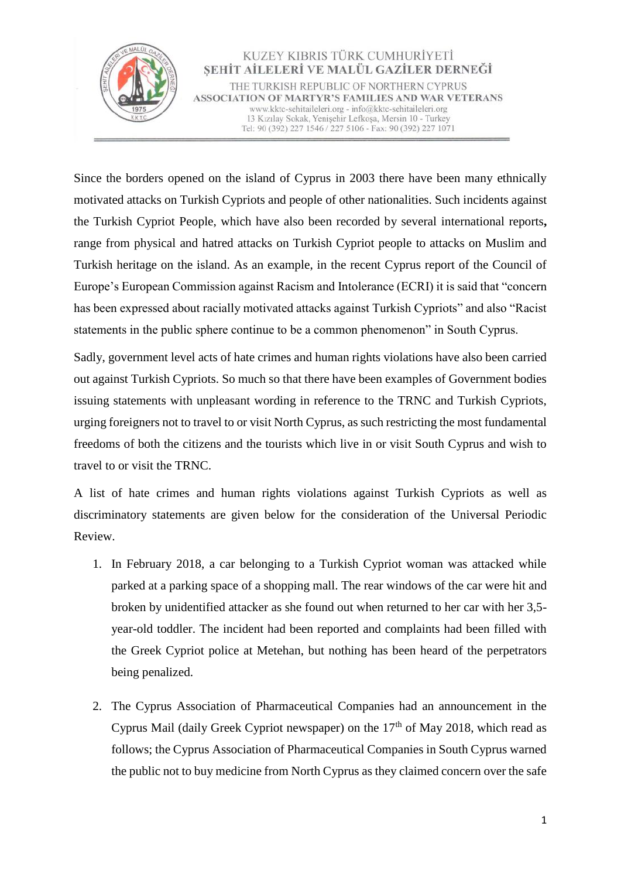KUZEY KIBRIS TÜRK CUMHURİYETİ
ŞEHİT AİLELERİ VE MALÜL GAZİLER DERNEĞİ
THE TURKISH REPUBLIC OF NORTHERN CYPRUS
ASSOCIATION OF MARTYR'S FAMILIES AND WAR VETERANS
www.kktc-sehitaileleri.org - info@kktc-sehitaileleri.org
13 Kızılay Sokak, Yenişehir Lefkoşa, Mersin 10 - Turkey
Tel: 90 (392) 227 1546 / 227 5106 - Fax: 90 (392) 227 1071

Since the borders opened on the island of Cyprus in 2003 there have been many ethnically motivated attacks on Turkish Cypriots and people of other nationalities. Such incidents against the Turkish Cypriot People, which have also been recorded by several international reports**,** range from physical and hatred attacks on Turkish Cypriot people to attacks on Muslim and Turkish heritage on the island. As an example, in the recent Cyprus report of the Council of Europe's European Commission against Racism and Intolerance (ECRI) it is said that "concern has been expressed about racially motivated attacks against Turkish Cypriots" and also "Racist statements in the public sphere continue to be a common phenomenon" in South Cyprus.

Sadly, government level acts of hate crimes and human rights violations have also been carried out against Turkish Cypriots. So much so that there have been examples of Government bodies issuing statements with unpleasant wording in reference to the TRNC and Turkish Cypriots, urging foreigners not to travel to or visit North Cyprus, as such restricting the most fundamental freedoms of both the citizens and the tourists which live in or visit South Cyprus and wish to travel to or visit the TRNC.

A list of hate crimes and human rights violations against Turkish Cypriots as well as discriminatory statements are given below for the consideration of the Universal Periodic Review.

1. In February 2018, a car belonging to a Turkish Cypriot woman was attacked while parked at a parking space of a shopping mall. The rear windows of the car were hit and broken by unidentified attacker as she found out when returned to her car with her 3,5-year-old toddler. The incident had been reported and complaints had been filled with the Greek Cypriot police at Metehan, but nothing has been heard of the perpetrators being penalized.

2. The Cyprus Association of Pharmaceutical Companies had an announcement in the Cyprus Mail (daily Greek Cypriot newspaper) on the 17th of May 2018, which read as follows; the Cyprus Association of Pharmaceutical Companies in South Cyprus warned the public not to buy medicine from North Cyprus as they claimed concern over the safe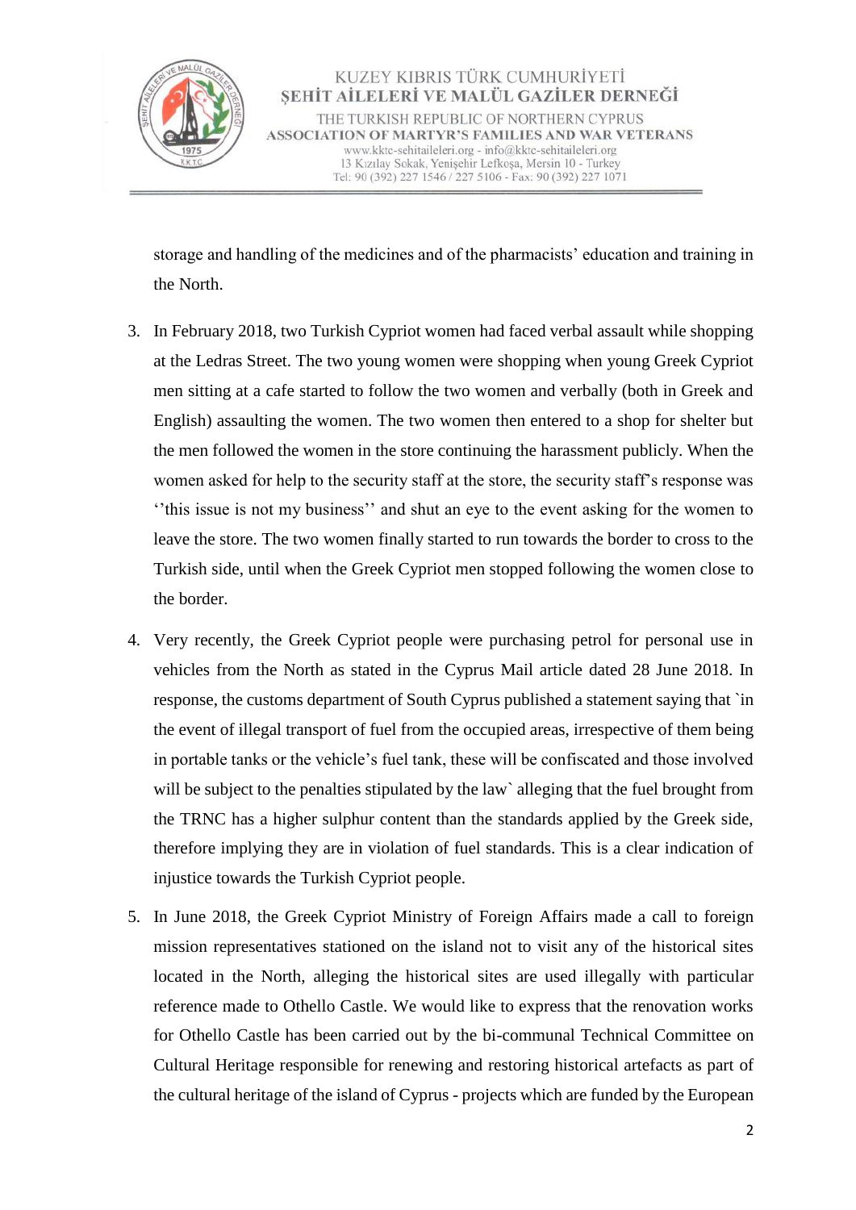storage and handling of the medicines and of the pharmacists' education and training in the North.

3. In February 2018, two Turkish Cypriot women had faced verbal assault while shopping at the Ledras Street. The two young women were shopping when young Greek Cypriot men sitting at a cafe started to follow the two women and verbally (both in Greek and English) assaulting the women. The two women then entered to a shop for shelter but the men followed the women in the store continuing the harassment publicly. When the women asked for help to the security staff at the store, the security staff's response was ''this issue is not my business'' and shut an eye to the event asking for the women to leave the store. The two women finally started to run towards the border to cross to the Turkish side, until when the Greek Cypriot men stopped following the women close to the border.

4. Very recently, the Greek Cypriot people were purchasing petrol for personal use in vehicles from the North as stated in the Cyprus Mail article dated 28 June 2018. In response, the customs department of South Cyprus published a statement saying that `in the event of illegal transport of fuel from the occupied areas, irrespective of them being in portable tanks or the vehicle's fuel tank, these will be confiscated and those involved will be subject to the penalties stipulated by the law` alleging that the fuel brought from the TRNC has a higher sulphur content than the standards applied by the Greek side, therefore implying they are in violation of fuel standards. This is a clear indication of injustice towards the Turkish Cypriot people.

5. In June 2018, the Greek Cypriot Ministry of Foreign Affairs made a call to foreign mission representatives stationed on the island not to visit any of the historical sites located in the North, alleging the historical sites are used illegally with particular reference made to Othello Castle. We would like to express that the renovation works for Othello Castle has been carried out by the bi-communal Technical Committee on Cultural Heritage responsible for renewing and restoring historical artefacts as part of the cultural heritage of the island of Cyprus - projects which are funded by the European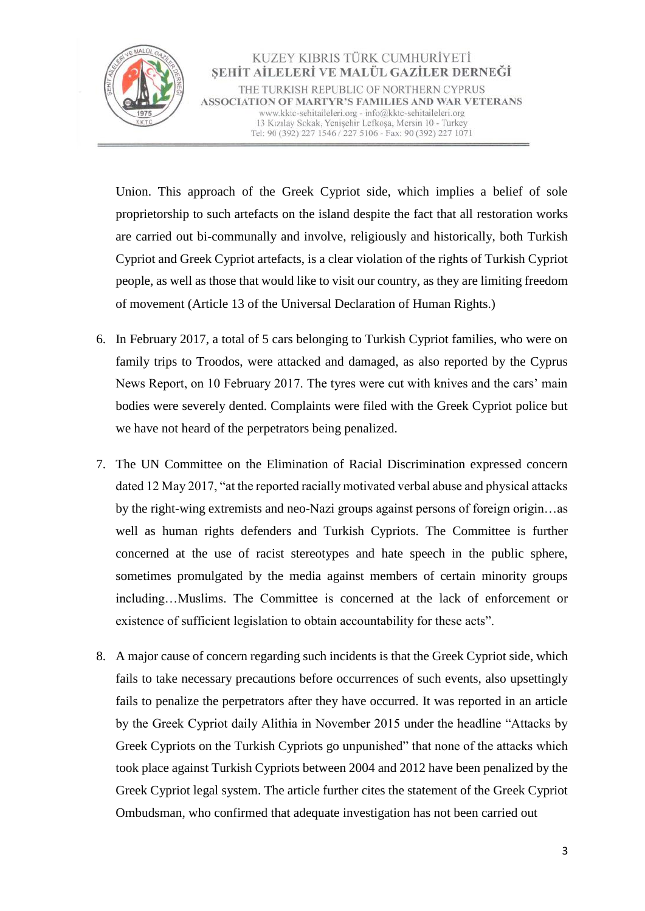Union. This approach of the Greek Cypriot side, which implies a belief of sole proprietorship to such artefacts on the island despite the fact that all restoration works are carried out bi-communally and involve, religiously and historically, both Turkish Cypriot and Greek Cypriot artefacts, is a clear violation of the rights of Turkish Cypriot people, as well as those that would like to visit our country, as they are limiting freedom of movement (Article 13 of the Universal Declaration of Human Rights.)

6. In February 2017, a total of 5 cars belonging to Turkish Cypriot families, who were on family trips to Troodos, were attacked and damaged, as also reported by the Cyprus News Report, on 10 February 2017. The tyres were cut with knives and the cars' main bodies were severely dented. Complaints were filed with the Greek Cypriot police but we have not heard of the perpetrators being penalized.

7. The UN Committee on the Elimination of Racial Discrimination expressed concern dated 12 May 2017, "at the reported racially motivated verbal abuse and physical attacks by the right-wing extremists and neo-Nazi groups against persons of foreign origin…as well as human rights defenders and Turkish Cypriots. The Committee is further concerned at the use of racist stereotypes and hate speech in the public sphere, sometimes promulgated by the media against members of certain minority groups including…Muslims. The Committee is concerned at the lack of enforcement or existence of sufficient legislation to obtain accountability for these acts".

8. A major cause of concern regarding such incidents is that the Greek Cypriot side, which fails to take necessary precautions before occurrences of such events, also upsettingly fails to penalize the perpetrators after they have occurred. It was reported in an article by the Greek Cypriot daily Alithia in November 2015 under the headline "Attacks by Greek Cypriots on the Turkish Cypriots go unpunished" that none of the attacks which took place against Turkish Cypriots between 2004 and 2012 have been penalized by the Greek Cypriot legal system. The article further cites the statement of the Greek Cypriot Ombudsman, who confirmed that adequate investigation has not been carried out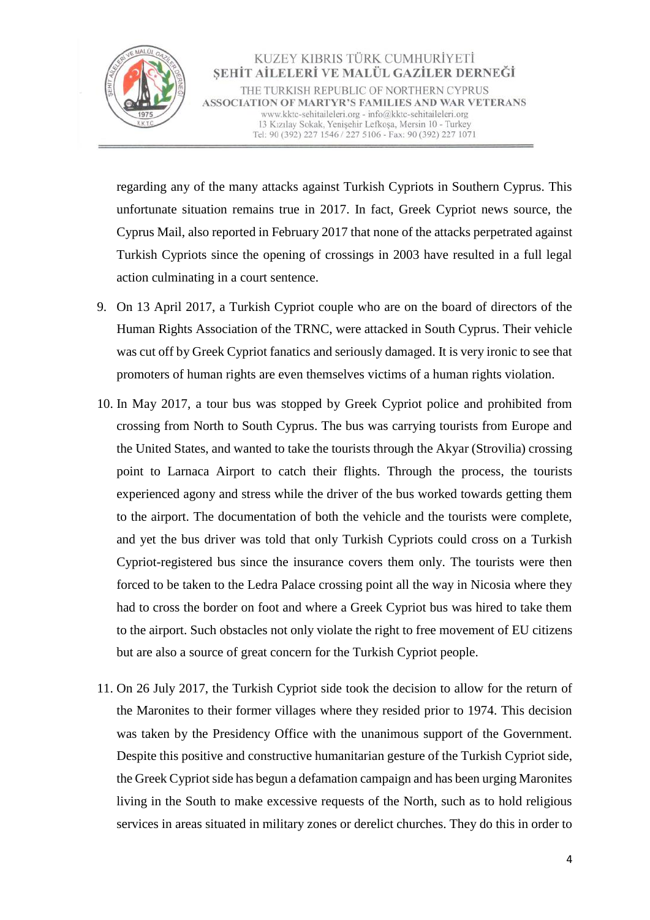regarding any of the many attacks against Turkish Cypriots in Southern Cyprus. This unfortunate situation remains true in 2017. In fact, Greek Cypriot news source, the Cyprus Mail, also reported in February 2017 that none of the attacks perpetrated against Turkish Cypriots since the opening of crossings in 2003 have resulted in a full legal action culminating in a court sentence.

9. On 13 April 2017, a Turkish Cypriot couple who are on the board of directors of the Human Rights Association of the TRNC, were attacked in South Cyprus. Their vehicle was cut off by Greek Cypriot fanatics and seriously damaged. It is very ironic to see that promoters of human rights are even themselves victims of a human rights violation.

10. In May 2017, a tour bus was stopped by Greek Cypriot police and prohibited from crossing from North to South Cyprus. The bus was carrying tourists from Europe and the United States, and wanted to take the tourists through the Akyar (Strovilia) crossing point to Larnaca Airport to catch their flights. Through the process, the tourists experienced agony and stress while the driver of the bus worked towards getting them to the airport. The documentation of both the vehicle and the tourists were complete, and yet the bus driver was told that only Turkish Cypriots could cross on a Turkish Cypriot-registered bus since the insurance covers them only. The tourists were then forced to be taken to the Ledra Palace crossing point all the way in Nicosia where they had to cross the border on foot and where a Greek Cypriot bus was hired to take them to the airport. Such obstacles not only violate the right to free movement of EU citizens but are also a source of great concern for the Turkish Cypriot people.

11. On 26 July 2017, the Turkish Cypriot side took the decision to allow for the return of the Maronites to their former villages where they resided prior to 1974. This decision was taken by the Presidency Office with the unanimous support of the Government. Despite this positive and constructive humanitarian gesture of the Turkish Cypriot side, the Greek Cypriot side has begun a defamation campaign and has been urging Maronites living in the South to make excessive requests of the North, such as to hold religious services in areas situated in military zones or derelict churches. They do this in order to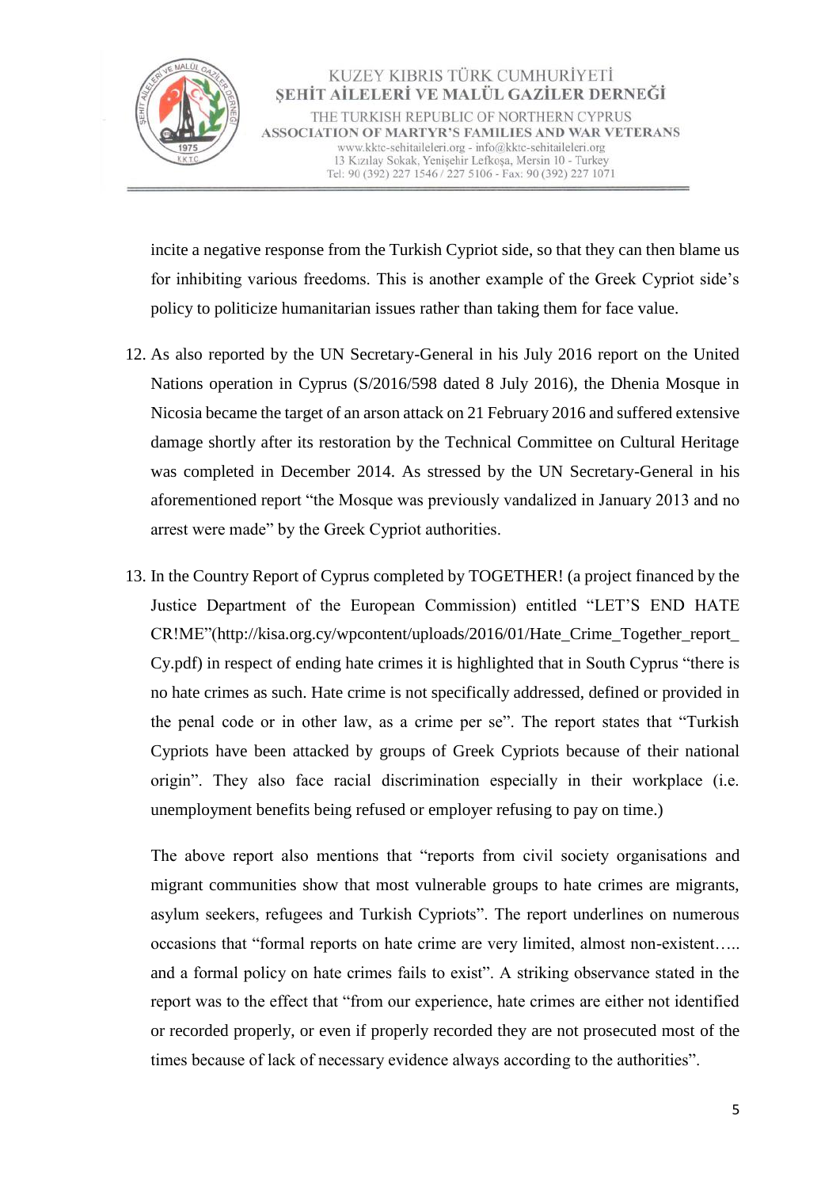incite a negative response from the Turkish Cypriot side, so that they can then blame us for inhibiting various freedoms. This is another example of the Greek Cypriot side's policy to politicize humanitarian issues rather than taking them for face value.

12. As also reported by the UN Secretary-General in his July 2016 report on the United Nations operation in Cyprus (S/2016/598 dated 8 July 2016), the Dhenia Mosque in Nicosia became the target of an arson attack on 21 February 2016 and suffered extensive damage shortly after its restoration by the Technical Committee on Cultural Heritage was completed in December 2014. As stressed by the UN Secretary-General in his aforementioned report "the Mosque was previously vandalized in January 2013 and no arrest were made" by the Greek Cypriot authorities.

13. In the Country Report of Cyprus completed by TOGETHER! (a project financed by the Justice Department of the European Commission) entitled "LET'S END HATE CR!ME"(http://kisa.org.cy/wpcontent/uploads/2016/01/Hate_Crime_Together_report_Cy.pdf) in respect of ending hate crimes it is highlighted that in South Cyprus "there is no hate crimes as such. Hate crime is not specifically addressed, defined or provided in the penal code or in other law, as a crime per se". The report states that "Turkish Cypriots have been attacked by groups of Greek Cypriots because of their national origin". They also face racial discrimination especially in their workplace (i.e. unemployment benefits being refused or employer refusing to pay on time.)

    The above report also mentions that "reports from civil society organisations and migrant communities show that most vulnerable groups to hate crimes are migrants, asylum seekers, refugees and Turkish Cypriots". The report underlines on numerous occasions that "formal reports on hate crime are very limited, almost non-existent….. and a formal policy on hate crimes fails to exist". A striking observance stated in the report was to the effect that "from our experience, hate crimes are either not identified or recorded properly, or even if properly recorded they are not prosecuted most of the times because of lack of necessary evidence always according to the authorities".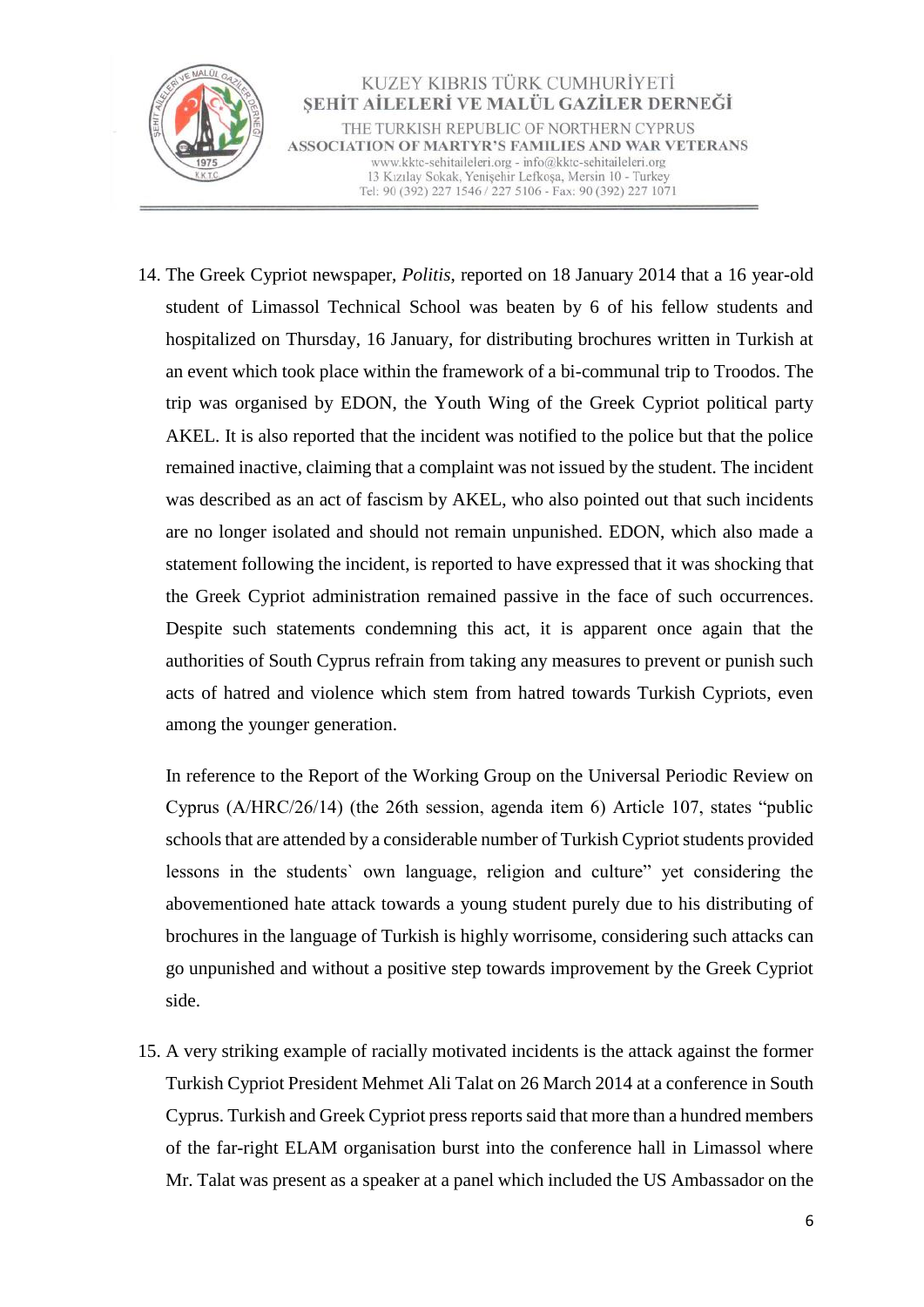14. The Greek Cypriot newspaper, *Politis*, reported on 18 January 2014 that a 16 year-old student of Limassol Technical School was beaten by 6 of his fellow students and hospitalized on Thursday, 16 January, for distributing brochures written in Turkish at an event which took place within the framework of a bi-communal trip to Troodos. The trip was organised by EDON, the Youth Wing of the Greek Cypriot political party AKEL. It is also reported that the incident was notified to the police but that the police remained inactive, claiming that a complaint was not issued by the student. The incident was described as an act of fascism by AKEL, who also pointed out that such incidents are no longer isolated and should not remain unpunished. EDON, which also made a statement following the incident, is reported to have expressed that it was shocking that the Greek Cypriot administration remained passive in the face of such occurrences. Despite such statements condemning this act, it is apparent once again that the authorities of South Cyprus refrain from taking any measures to prevent or punish such acts of hatred and violence which stem from hatred towards Turkish Cypriots, even among the younger generation.

    In reference to the Report of the Working Group on the Universal Periodic Review on Cyprus (A/HRC/26/14) (the 26th session, agenda item 6) Article 107, states "public schools that are attended by a considerable number of Turkish Cypriot students provided lessons in the students` own language, religion and culture" yet considering the abovementioned hate attack towards a young student purely due to his distributing of brochures in the language of Turkish is highly worrisome, considering such attacks can go unpunished and without a positive step towards improvement by the Greek Cypriot side.

15. A very striking example of racially motivated incidents is the attack against the former Turkish Cypriot President Mehmet Ali Talat on 26 March 2014 at a conference in South Cyprus. Turkish and Greek Cypriot press reports said that more than a hundred members of the far-right ELAM organisation burst into the conference hall in Limassol where Mr. Talat was present as a speaker at a panel which included the US Ambassador on the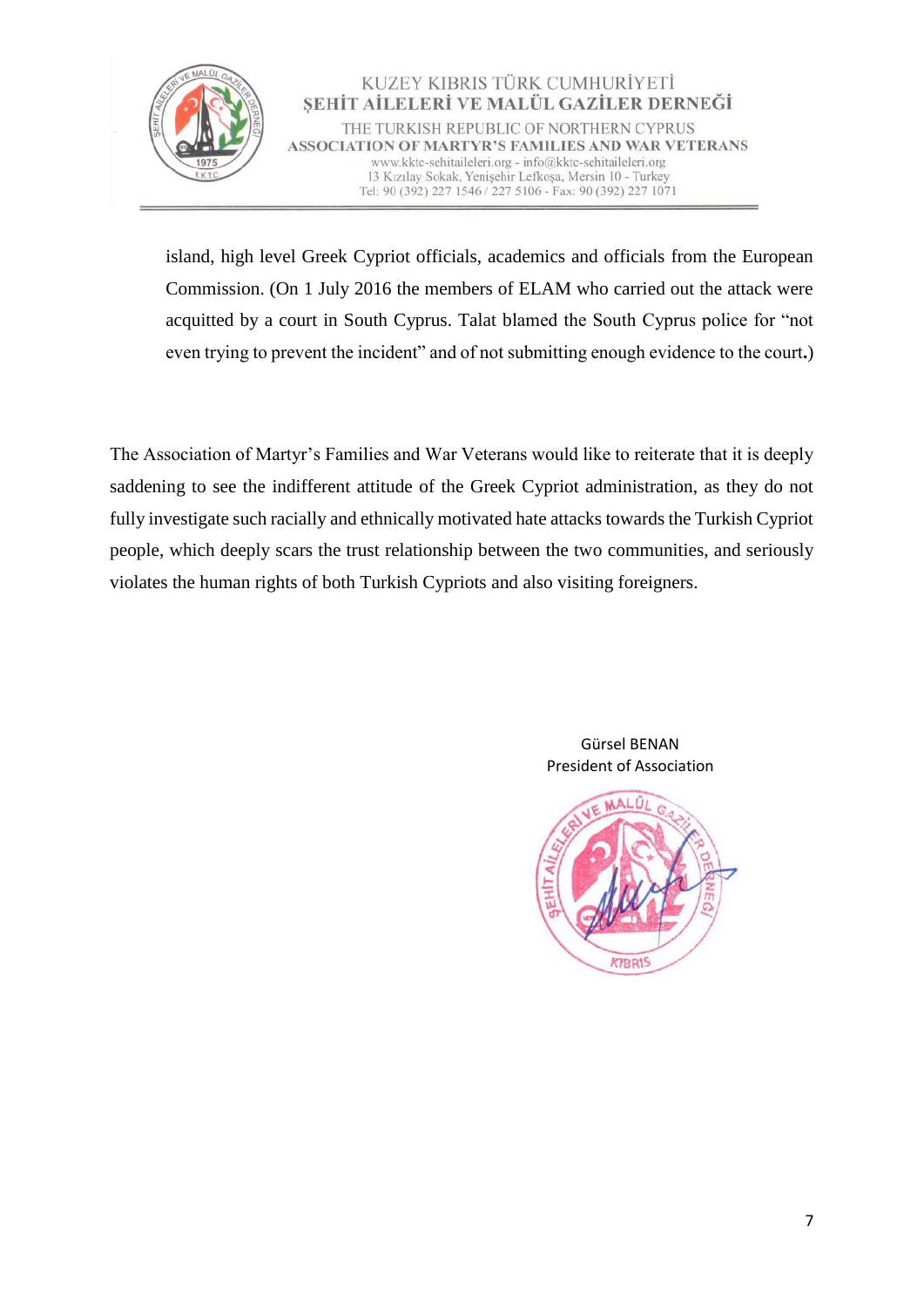island, high level Greek Cypriot officials, academics and officials from the European Commission. (On 1 July 2016 the members of ELAM who carried out the attack were acquitted by a court in South Cyprus. Talat blamed the South Cyprus police for "not even trying to prevent the incident" and of not submitting enough evidence to the court.)

The Association of Martyr's Families and War Veterans would like to reiterate that it is deeply saddening to see the indifferent attitude of the Greek Cypriot administration, as they do not fully investigate such racially and ethnically motivated hate attacks towards the Turkish Cypriot people, which deeply scars the trust relationship between the two communities, and seriously violates the human rights of both Turkish Cypriots and also visiting foreigners.

Gürsel BENAN  
President of Association